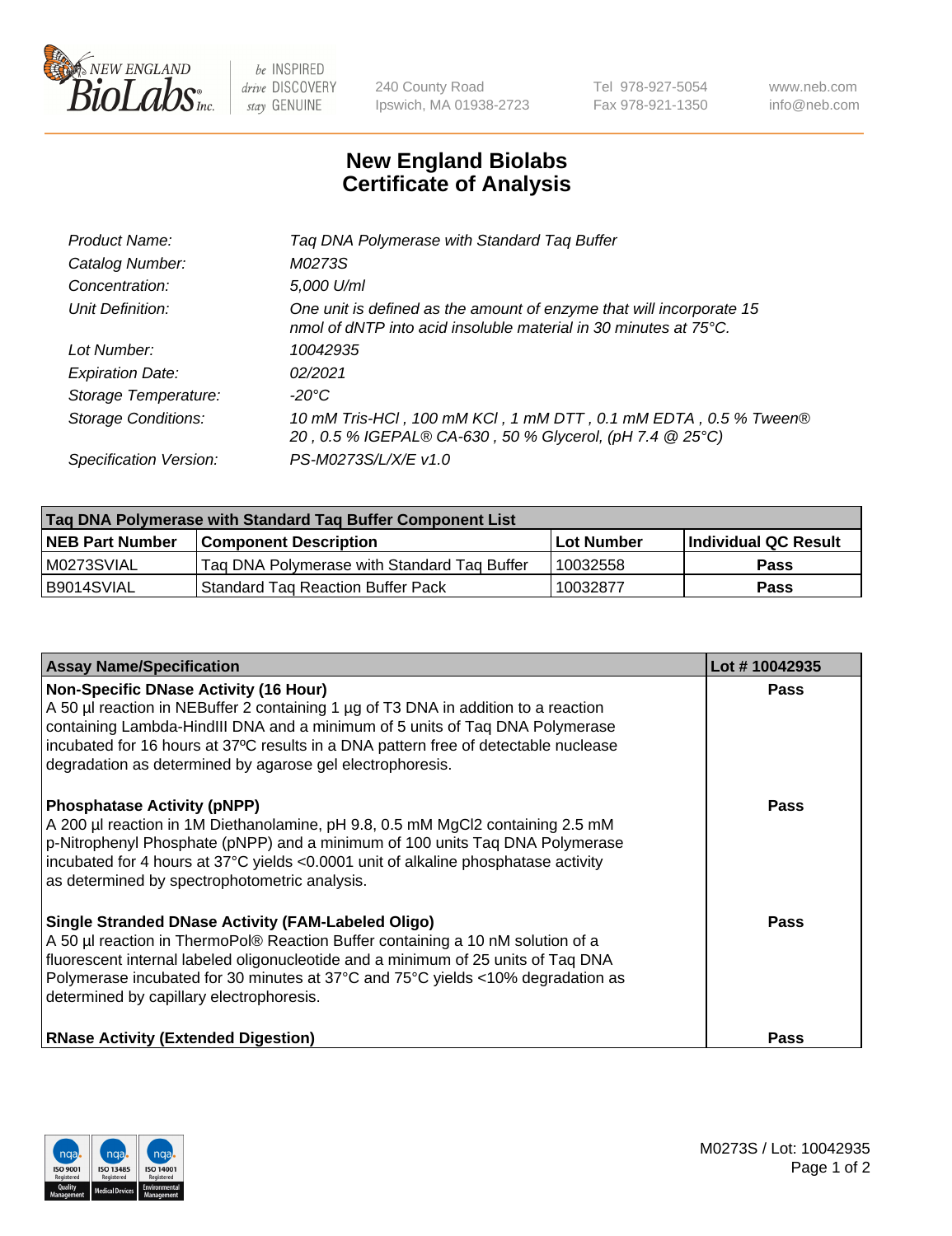# New England Biolabs Certificate of Analysis

| | |
|---|---|
| *Product Name:* | *Taq DNA Polymerase with Standard Taq Buffer* |
| *Catalog Number:* | *M0273S* |
| *Concentration:* | *5,000 U/ml* |
| *Unit Definition:* | *One unit is defined as the amount of enzyme that will incorporate 15 nmol of dNTP into acid insoluble material in 30 minutes at 75°C.* |
| *Lot Number:* | *10042935* |
| *Expiration Date:* | *02/2021* |
| *Storage Temperature:* | *-20°C* |
| *Storage Conditions:* | *10 mM Tris-HCl , 100 mM KCl , 1 mM DTT , 0.1 mM EDTA , 0.5 % Tween® 20 , 0.5 % IGEPAL® CA-630 , 50 % Glycerol, (pH 7.4 @ 25°C)* |
| *Specification Version:* | *PS-M0273S/L/X/E v1.0* |

| Taq DNA Polymerase with Standard Taq Buffer Component List | | | |
|---|---|---|---|
| **NEB Part Number** | **Component Description** | **Lot Number** | **Individual QC Result** |
| M0273SVIAL | Taq DNA Polymerase with Standard Taq Buffer | 10032558 | **Pass** |
| B9014SVIAL | Standard Taq Reaction Buffer Pack | 10032877 | **Pass** |

| Assay Name/Specification | Lot # 10042935 |
|---|---|
| **Non-Specific DNase Activity (16 Hour)**<br>A 50 µl reaction in NEBuffer 2 containing 1 µg of T3 DNA in addition to a reaction containing Lambda-HindIII DNA and a minimum of 5 units of Taq DNA Polymerase incubated for 16 hours at 37ºC results in a DNA pattern free of detectable nuclease degradation as determined by agarose gel electrophoresis. | **Pass** |
| **Phosphatase Activity (pNPP)**<br>A 200 µl reaction in 1M Diethanolamine, pH 9.8, 0.5 mM $MgCl_2$ containing 2.5 mM p-Nitrophenyl Phosphate (pNPP) and a minimum of 100 units Taq DNA Polymerase incubated for 4 hours at 37°C yields <0.0001 unit of alkaline phosphatase activity as determined by spectrophotometric analysis. | **Pass** |
| **Single Stranded DNase Activity (FAM-Labeled Oligo)**<br>A 50 µl reaction in ThermoPol® Reaction Buffer containing a 10 nM solution of a fluorescent internal labeled oligonucleotide and a minimum of 25 units of Taq DNA Polymerase incubated for 30 minutes at 37°C and 75°C yields <10% degradation as determined by capillary electrophoresis. | **Pass** |
| **RNase Activity (Extended Digestion)** | **Pass** |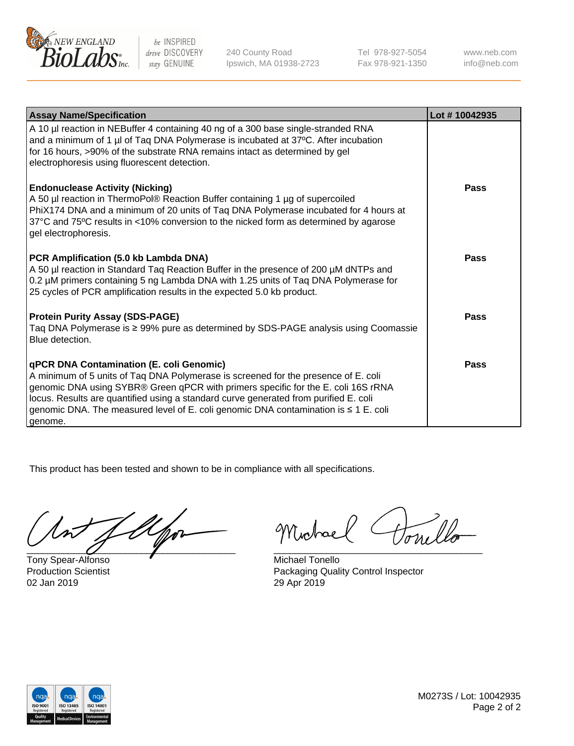| Assay Name/Specification | Lot # 10042935 |
|---|---|
| A 10 µl reaction in NEBuffer 4 containing 40 ng of a 300 base single-stranded RNA and a minimum of 1 µl of Taq DNA Polymerase is incubated at 37ºC. After incubation for 16 hours, >90% of the substrate RNA remains intact as determined by gel electrophoresis using fluorescent detection. | |
| **Endonuclease Activity (Nicking)**<br>A 50 µl reaction in ThermoPol® Reaction Buffer containing 1 µg of supercoiled PhiX174 DNA and a minimum of 20 units of Taq DNA Polymerase incubated for 4 hours at 37°C and 75ºC results in <10% conversion to the nicked form as determined by agarose gel electrophoresis. | **Pass** |
| **PCR Amplification (5.0 kb Lambda DNA)**<br>A 50 µl reaction in Standard Taq Reaction Buffer in the presence of 200 µM dNTPs and 0.2 µM primers containing 5 ng Lambda DNA with 1.25 units of Taq DNA Polymerase for 25 cycles of PCR amplification results in the expected 5.0 kb product. | **Pass** |
| **Protein Purity Assay (SDS-PAGE)**<br>Taq DNA Polymerase is ≥ 99% pure as determined by SDS-PAGE analysis using Coomassie Blue detection. | **Pass** |
| **qPCR DNA Contamination (E. coli Genomic)**<br>A minimum of 5 units of Taq DNA Polymerase is screened for the presence of E. coli genomic DNA using SYBR® Green qPCR with primers specific for the E. coli 16S rRNA locus. Results are quantified using a standard curve generated from purified E. coli genomic DNA. The measured level of E. coli genomic DNA contamination is ≤ 1 E. coli genome. | **Pass** |

This product has been tested and shown to be in compliance with all specifications.

Tony Spear-Alfonso
Production Scientist
02 Jan 2019

Michael Tonello
Packaging Quality Control Inspector
29 Apr 2019

M0273S / Lot: 10042935